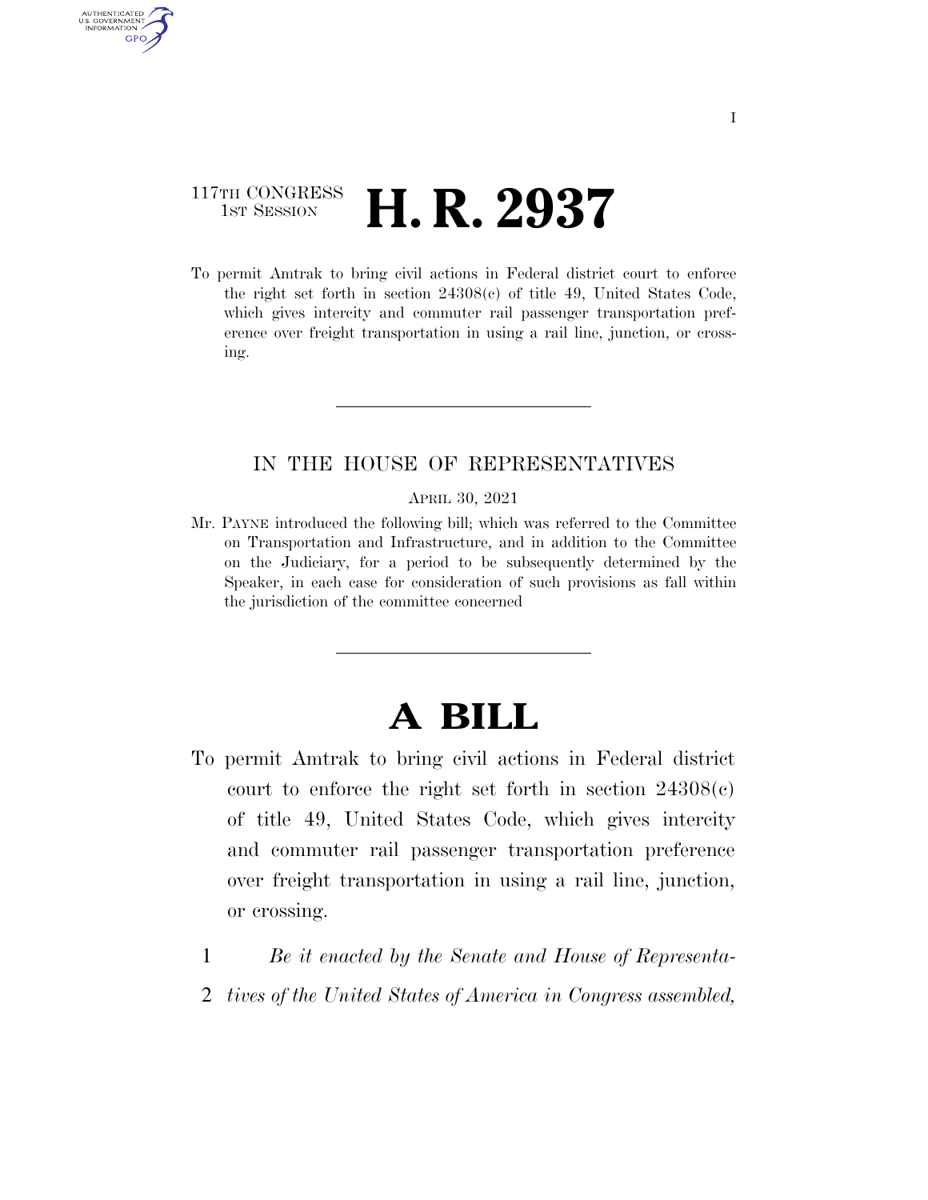117TH CONGRESS
1ST SESSION

# H. R. 2937

To permit Amtrak to bring civil actions in Federal district court to enforce the right set forth in section 24308(c) of title 49, United States Code, which gives intercity and commuter rail passenger transportation preference over freight transportation in using a rail line, junction, or crossing.

IN THE HOUSE OF REPRESENTATIVES

APRIL 30, 2021

Mr. PAYNE introduced the following bill; which was referred to the Committee on Transportation and Infrastructure, and in addition to the Committee on the Judiciary, for a period to be subsequently determined by the Speaker, in each case for consideration of such provisions as fall within the jurisdiction of the committee concerned

# A BILL

To permit Amtrak to bring civil actions in Federal district court to enforce the right set forth in section 24308(c) of title 49, United States Code, which gives intercity and commuter rail passenger transportation preference over freight transportation in using a rail line, junction, or crossing.

1 *Be it enacted by the Senate and House of Representa-*
2 *tives of the United States of America in Congress assembled,*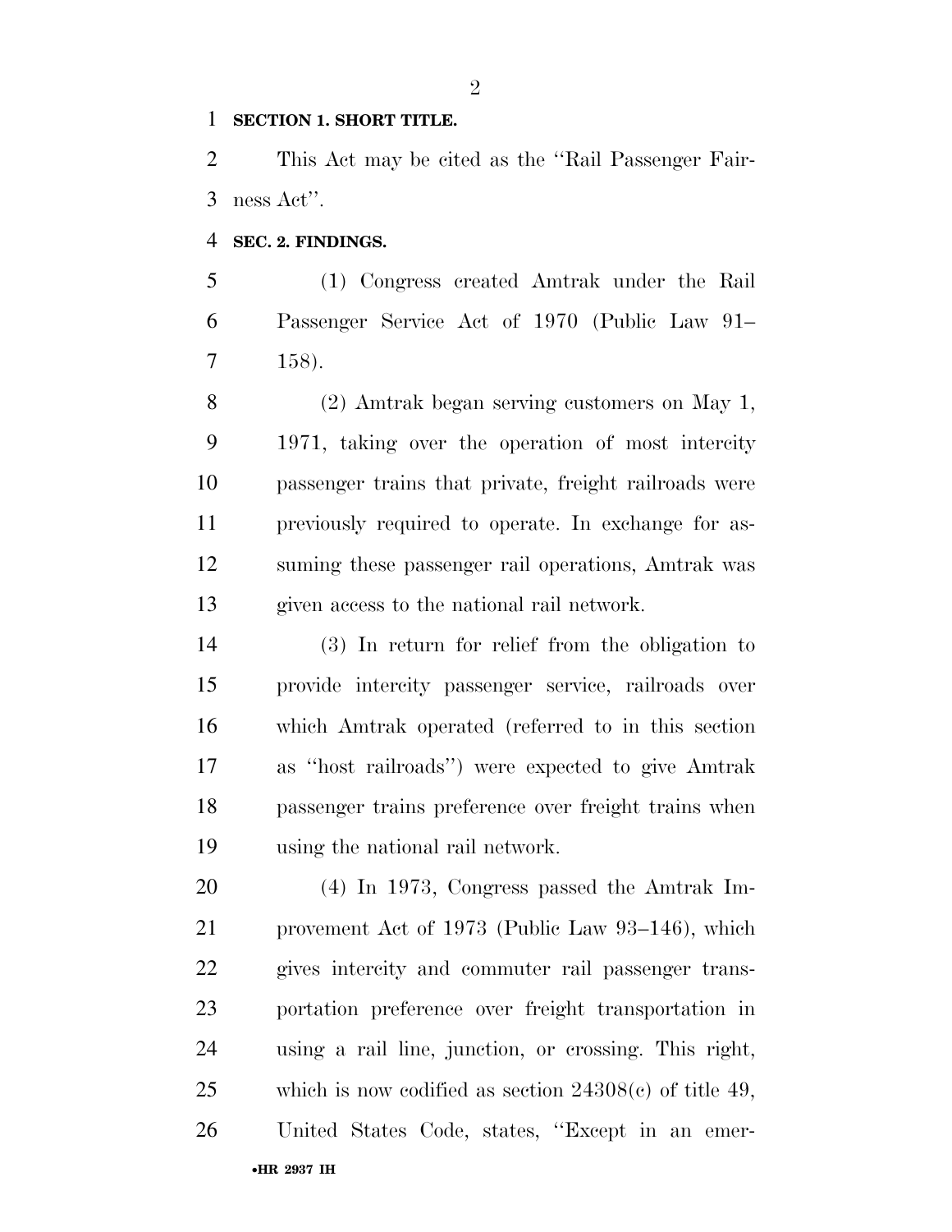**SECTION 1. SHORT TITLE.**

This Act may be cited as the ''Rail Passenger Fairness Act''.

**SEC. 2. FINDINGS.**

(1) Congress created Amtrak under the Rail Passenger Service Act of 1970 (Public Law 91–158).

(2) Amtrak began serving customers on May 1, 1971, taking over the operation of most intercity passenger trains that private, freight railroads were previously required to operate. In exchange for assuming these passenger rail operations, Amtrak was given access to the national rail network.

(3) In return for relief from the obligation to provide intercity passenger service, railroads over which Amtrak operated (referred to in this section as ''host railroads'') were expected to give Amtrak passenger trains preference over freight trains when using the national rail network.

(4) In 1973, Congress passed the Amtrak Improvement Act of 1973 (Public Law 93–146), which gives intercity and commuter rail passenger transportation preference over freight transportation in using a rail line, junction, or crossing. This right, which is now codified as section 24308(c) of title 49, United States Code, states, ''Except in an emer-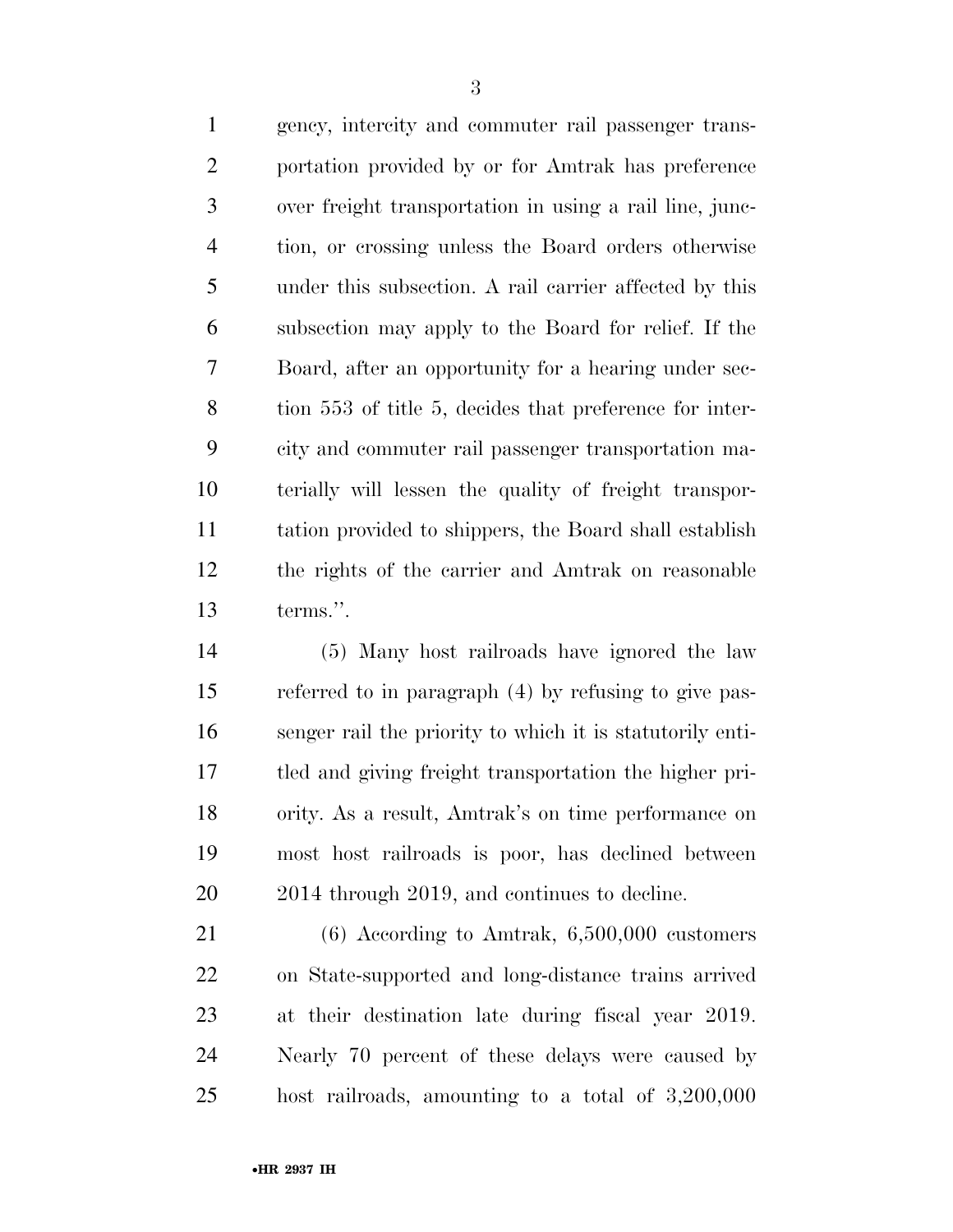gency, intercity and commuter rail passenger transportation provided by or for Amtrak has preference over freight transportation in using a rail line, junction, or crossing unless the Board orders otherwise under this subsection. A rail carrier affected by this subsection may apply to the Board for relief. If the Board, after an opportunity for a hearing under section 553 of title 5, decides that preference for intercity and commuter rail passenger transportation materially will lessen the quality of freight transportation provided to shippers, the Board shall establish the rights of the carrier and Amtrak on reasonable terms.".

(5) Many host railroads have ignored the law referred to in paragraph (4) by refusing to give passenger rail the priority to which it is statutorily entitled and giving freight transportation the higher priority. As a result, Amtrak's on time performance on most host railroads is poor, has declined between 2014 through 2019, and continues to decline.

(6) According to Amtrak, 6,500,000 customers on State-supported and long-distance trains arrived at their destination late during fiscal year 2019. Nearly 70 percent of these delays were caused by host railroads, amounting to a total of 3,200,000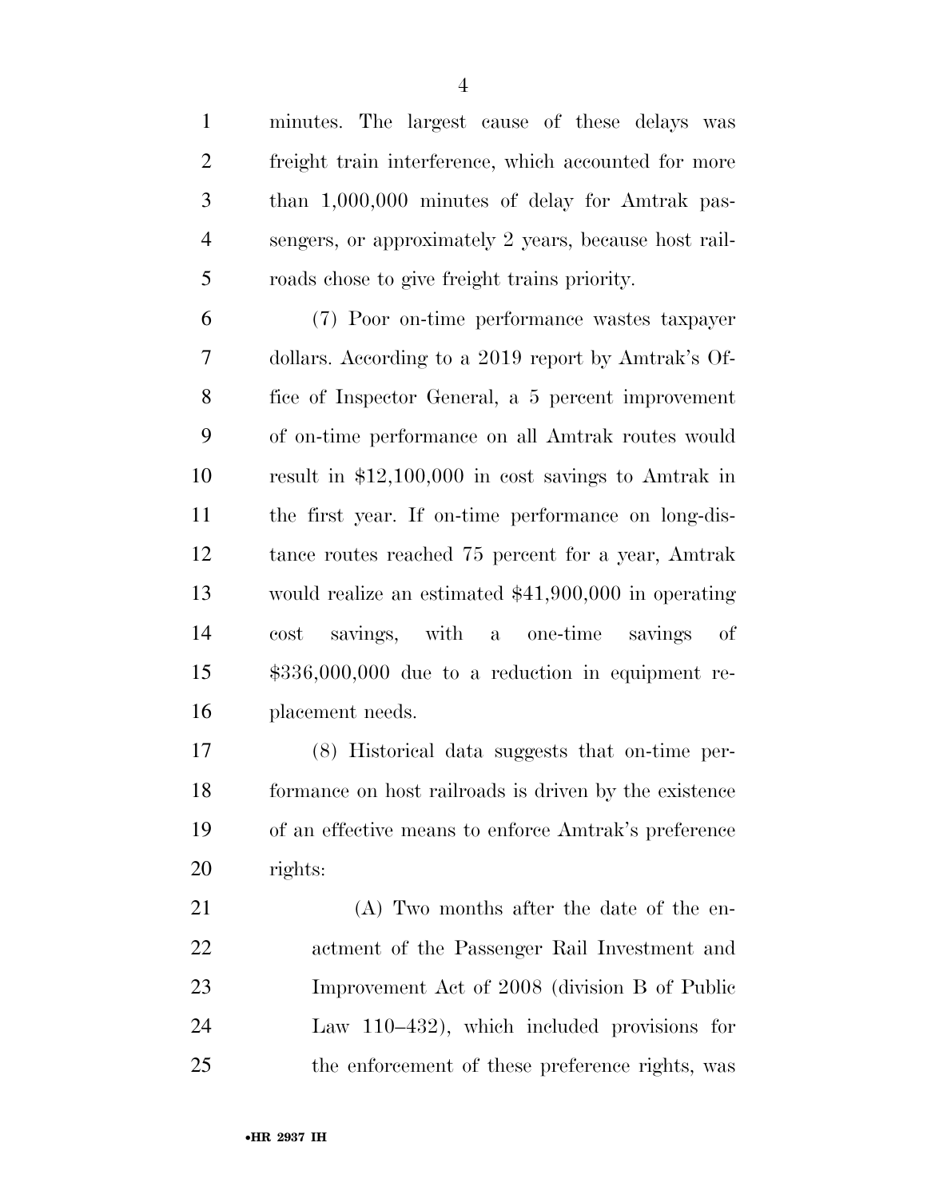minutes. The largest cause of these delays was freight train interference, which accounted for more than 1,000,000 minutes of delay for Amtrak passengers, or approximately 2 years, because host railroads chose to give freight trains priority.

(7) Poor on-time performance wastes taxpayer dollars. According to a 2019 report by Amtrak's Office of Inspector General, a 5 percent improvement of on-time performance on all Amtrak routes would result in $12,100,000 in cost savings to Amtrak in the first year. If on-time performance on long-distance routes reached 75 percent for a year, Amtrak would realize an estimated $41,900,000 in operating cost savings, with a one-time savings of $336,000,000 due to a reduction in equipment replacement needs.

(8) Historical data suggests that on-time performance on host railroads is driven by the existence of an effective means to enforce Amtrak's preference rights:

(A) Two months after the date of the enactment of the Passenger Rail Investment and Improvement Act of 2008 (division B of Public Law 110–432), which included provisions for the enforcement of these preference rights, was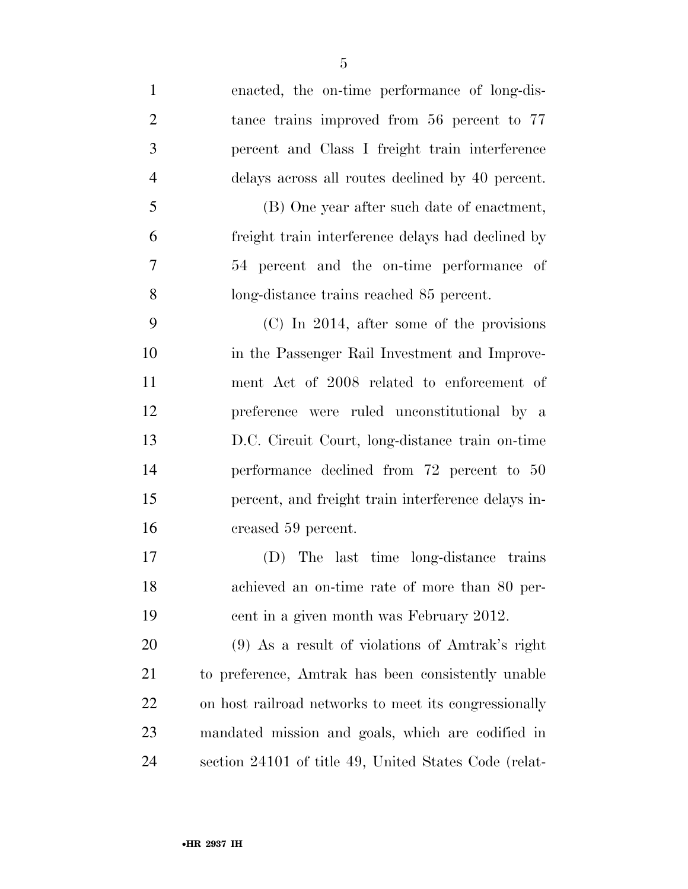enacted, the on-time performance of long-distance trains improved from 56 percent to 77 percent and Class I freight train interference delays across all routes declined by 40 percent.

(B) One year after such date of enactment, freight train interference delays had declined by 54 percent and the on-time performance of long-distance trains reached 85 percent.

(C) In 2014, after some of the provisions in the Passenger Rail Investment and Improvement Act of 2008 related to enforcement of preference were ruled unconstitutional by a D.C. Circuit Court, long-distance train on-time performance declined from 72 percent to 50 percent, and freight train interference delays increased 59 percent.

(D) The last time long-distance trains achieved an on-time rate of more than 80 percent in a given month was February 2012.

(9) As a result of violations of Amtrak's right to preference, Amtrak has been consistently unable on host railroad networks to meet its congressionally mandated mission and goals, which are codified in section 24101 of title 49, United States Code (relat-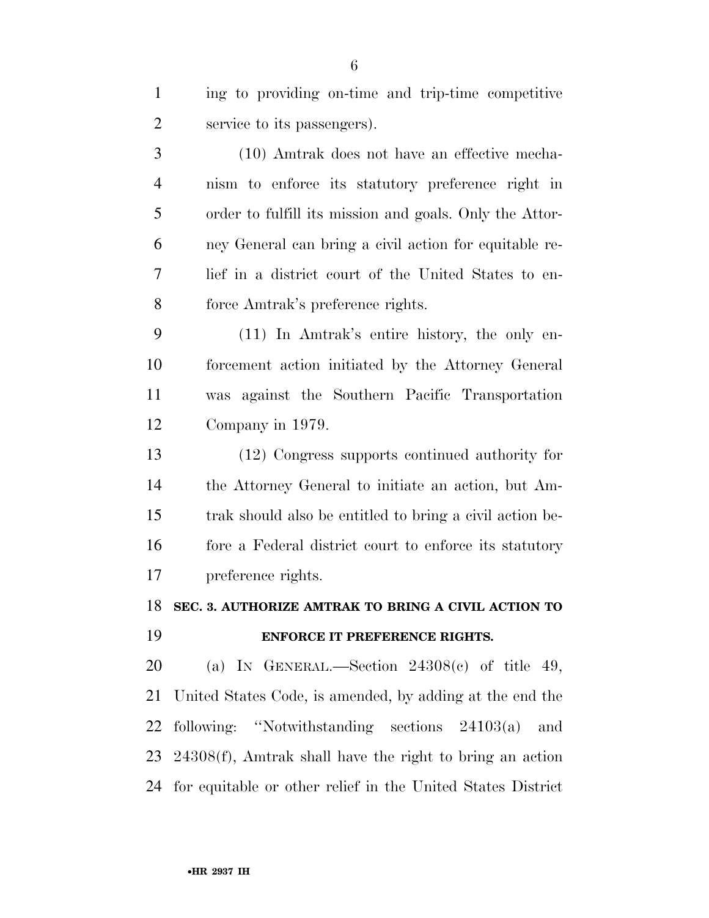ing to providing on-time and trip-time competitive service to its passengers).

(10) Amtrak does not have an effective mechanism to enforce its statutory preference right in order to fulfill its mission and goals. Only the Attorney General can bring a civil action for equitable relief in a district court of the United States to enforce Amtrak's preference rights.

(11) In Amtrak's entire history, the only enforcement action initiated by the Attorney General was against the Southern Pacific Transportation Company in 1979.

(12) Congress supports continued authority for the Attorney General to initiate an action, but Amtrak should also be entitled to bring a civil action before a Federal district court to enforce its statutory preference rights.

**SEC. 3. AUTHORIZE AMTRAK TO BRING A CIVIL ACTION TO ENFORCE IT PREFERENCE RIGHTS.**

(a) IN GENERAL.—Section 24308(c) of title 49, United States Code, is amended, by adding at the end the following: "Notwithstanding sections 24103(a) and 24308(f), Amtrak shall have the right to bring an action for equitable or other relief in the United States District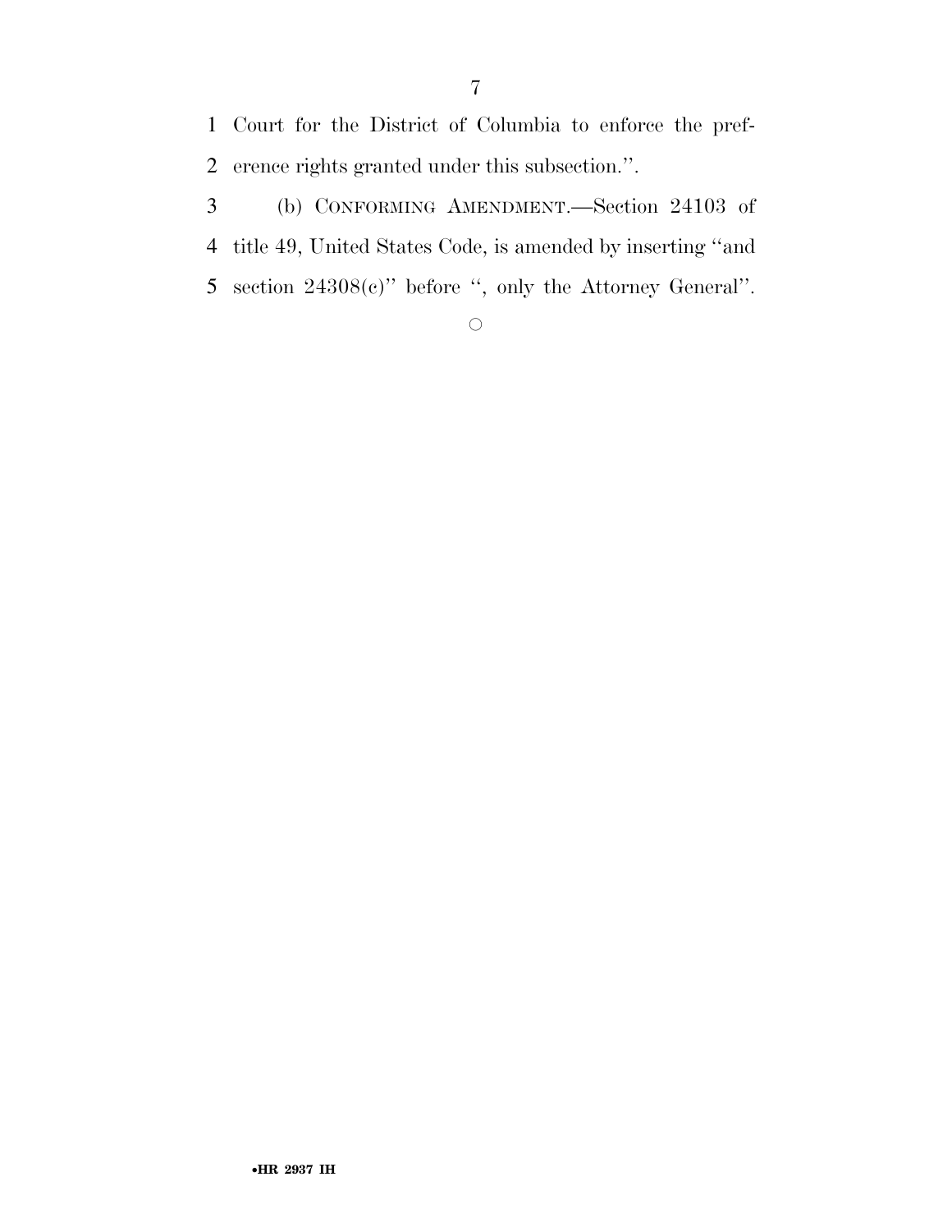Court for the District of Columbia to enforce the preference rights granted under this subsection.''.

(b) CONFORMING AMENDMENT.—Section 24103 of title 49, United States Code, is amended by inserting ''and section 24308(c)'' before '', only the Attorney General''.

○